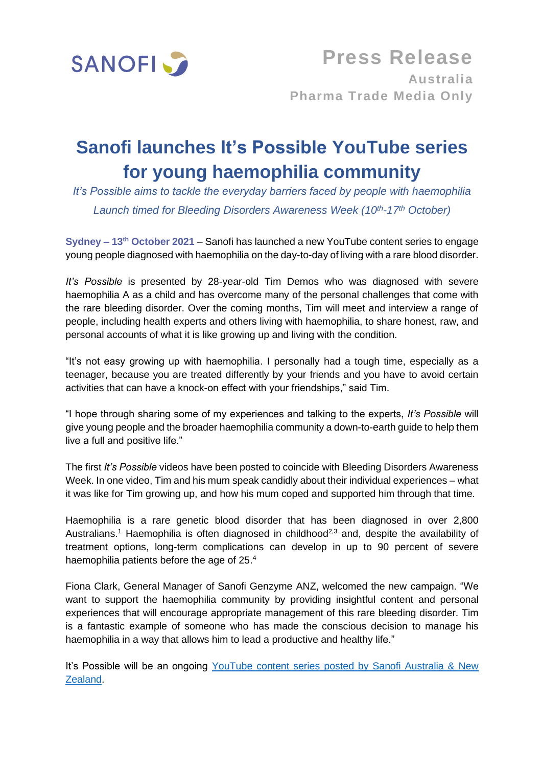SANOFI

**Press Release**
**Australia**
**Pharma Trade Media Only**

# Sanofi launches It's Possible YouTube series for young haemophilia community

*It's Possible aims to tackle the everyday barriers faced by people with haemophilia*

*Launch timed for Bleeding Disorders Awareness Week (10th-17th October)*

**Sydney – 13th October 2021** – Sanofi has launched a new YouTube content series to engage young people diagnosed with haemophilia on the day-to-day of living with a rare blood disorder.

*It's Possible* is presented by 28-year-old Tim Demos who was diagnosed with severe haemophilia A as a child and has overcome many of the personal challenges that come with the rare bleeding disorder. Over the coming months, Tim will meet and interview a range of people, including health experts and others living with haemophilia, to share honest, raw, and personal accounts of what it is like growing up and living with the condition.

"It's not easy growing up with haemophilia. I personally had a tough time, especially as a teenager, because you are treated differently by your friends and you have to avoid certain activities that can have a knock-on effect with your friendships," said Tim.

"I hope through sharing some of my experiences and talking to the experts, *It's Possible* will give young people and the broader haemophilia community a down-to-earth guide to help them live a full and positive life."

The first *It's Possible* videos have been posted to coincide with Bleeding Disorders Awareness Week. In one video, Tim and his mum speak candidly about their individual experiences – what it was like for Tim growing up, and how his mum coped and supported him through that time.

Haemophilia is a rare genetic blood disorder that has been diagnosed in over 2,800 Australians.[1] Haemophilia is often diagnosed in childhood[2,3] and, despite the availability of treatment options, long-term complications can develop in up to 90 percent of severe haemophilia patients before the age of 25.[4]

Fiona Clark, General Manager of Sanofi Genzyme ANZ, welcomed the new campaign. "We want to support the haemophilia community by providing insightful content and personal experiences that will encourage appropriate management of this rare bleeding disorder. Tim is a fantastic example of someone who has made the conscious decision to manage his haemophilia in a way that allows him to lead a productive and healthy life."

It's Possible will be an ongoing [YouTube content series posted by Sanofi Australia & New Zealand](#).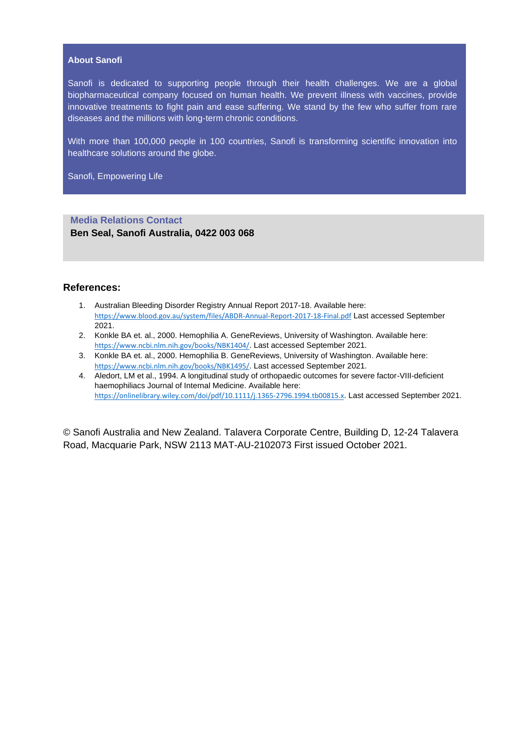**About Sanofi**

Sanofi is dedicated to supporting people through their health challenges. We are a global biopharmaceutical company focused on human health. We prevent illness with vaccines, provide innovative treatments to fight pain and ease suffering. We stand by the few who suffer from rare diseases and the millions with long-term chronic conditions.

With more than 100,000 people in 100 countries, Sanofi is transforming scientific innovation into healthcare solutions around the globe.

Sanofi, Empowering Life

**Media Relations Contact**

**Ben Seal, Sanofi Australia, 0422 003 068**

## References:

1. Australian Bleeding Disorder Registry Annual Report 2017-18. Available here: https://www.blood.gov.au/system/files/ABDR-Annual-Report-2017-18-Final.pdf Last accessed September 2021.
2. Konkle BA et. al., 2000. Hemophilia A. GeneReviews, University of Washington. Available here: https://www.ncbi.nlm.nih.gov/books/NBK1404/. Last accessed September 2021.
3. Konkle BA et. al., 2000. Hemophilia B. GeneReviews, University of Washington. Available here: https://www.ncbi.nlm.nih.gov/books/NBK1495/. Last accessed September 2021.
4. Aledort, LM et al., 1994. A longitudinal study of orthopaedic outcomes for severe factor-VIII-deficient haemophiliacs Journal of Internal Medicine. Available here: https://onlinelibrary.wiley.com/doi/pdf/10.1111/j.1365-2796.1994.tb00815.x. Last accessed September 2021.

© Sanofi Australia and New Zealand. Talavera Corporate Centre, Building D, 12-24 Talavera Road, Macquarie Park, NSW 2113 MAT-AU-2102073 First issued October 2021.